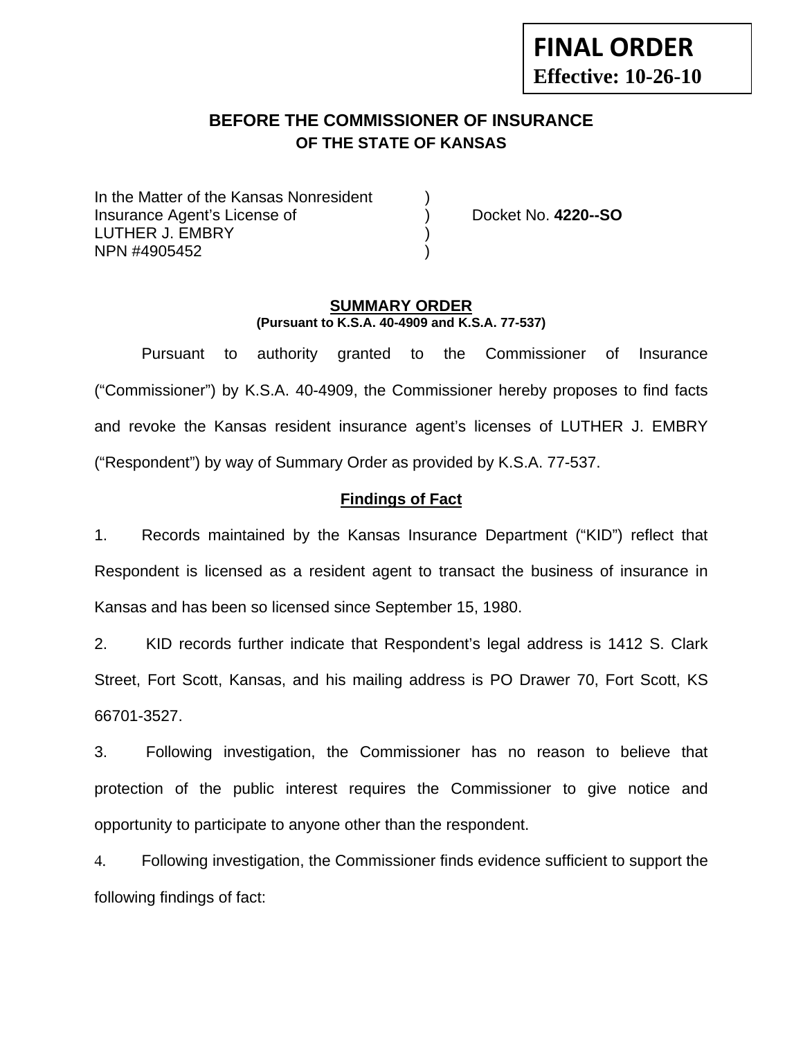**FINAL ORDER**
**Effective: 10-26-10**

## BEFORE THE COMMISSIONER OF INSURANCE
## OF THE STATE OF KANSAS

In the Matter of the Kansas Nonresident )
Insurance Agent's License of ) Docket No. **4220--SO**
LUTHER J. EMBRY )
NPN #4905452 )

### SUMMARY ORDER
**(Pursuant to K.S.A. 40-4909 and K.S.A. 77-537)**

Pursuant to authority granted to the Commissioner of Insurance ("Commissioner") by K.S.A. 40-4909, the Commissioner hereby proposes to find facts and revoke the Kansas resident insurance agent's licenses of LUTHER J. EMBRY ("Respondent") by way of Summary Order as provided by K.S.A. 77-537.

### Findings of Fact

1. Records maintained by the Kansas Insurance Department ("KID") reflect that Respondent is licensed as a resident agent to transact the business of insurance in Kansas and has been so licensed since September 15, 1980.

2. KID records further indicate that Respondent's legal address is 1412 S. Clark Street, Fort Scott, Kansas, and his mailing address is PO Drawer 70, Fort Scott, KS 66701-3527.

3. Following investigation, the Commissioner has no reason to believe that protection of the public interest requires the Commissioner to give notice and opportunity to participate to anyone other than the respondent.

4. Following investigation, the Commissioner finds evidence sufficient to support the following findings of fact: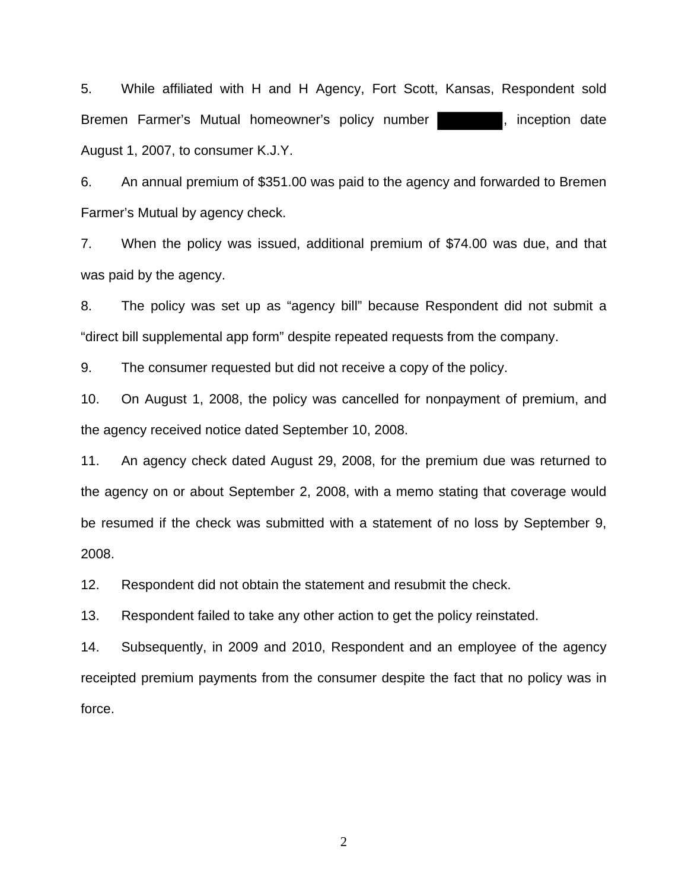5. While affiliated with H and H Agency, Fort Scott, Kansas, Respondent sold Bremen Farmer's Mutual homeowner's policy number ████████, inception date August 1, 2007, to consumer K.J.Y.

6. An annual premium of $351.00 was paid to the agency and forwarded to Bremen Farmer's Mutual by agency check.

7. When the policy was issued, additional premium of $74.00 was due, and that was paid by the agency.

8. The policy was set up as "agency bill" because Respondent did not submit a "direct bill supplemental app form" despite repeated requests from the company.

9. The consumer requested but did not receive a copy of the policy.

10. On August 1, 2008, the policy was cancelled for nonpayment of premium, and the agency received notice dated September 10, 2008.

11. An agency check dated August 29, 2008, for the premium due was returned to the agency on or about September 2, 2008, with a memo stating that coverage would be resumed if the check was submitted with a statement of no loss by September 9, 2008.

12. Respondent did not obtain the statement and resubmit the check.

13. Respondent failed to take any other action to get the policy reinstated.

14. Subsequently, in 2009 and 2010, Respondent and an employee of the agency receipted premium payments from the consumer despite the fact that no policy was in force.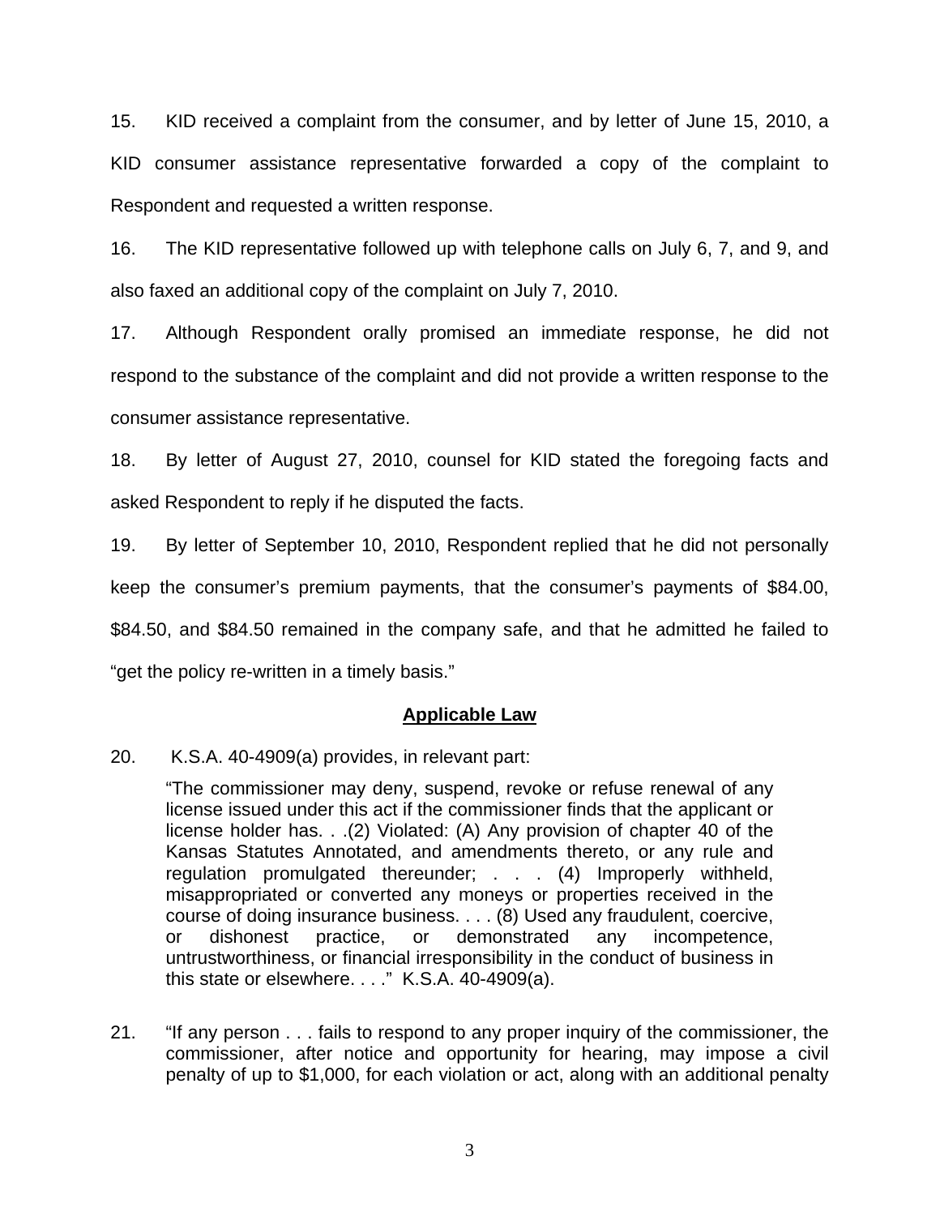15. KID received a complaint from the consumer, and by letter of June 15, 2010, a KID consumer assistance representative forwarded a copy of the complaint to Respondent and requested a written response.

16. The KID representative followed up with telephone calls on July 6, 7, and 9, and also faxed an additional copy of the complaint on July 7, 2010.

17. Although Respondent orally promised an immediate response, he did not respond to the substance of the complaint and did not provide a written response to the consumer assistance representative.

18. By letter of August 27, 2010, counsel for KID stated the foregoing facts and asked Respondent to reply if he disputed the facts.

19. By letter of September 10, 2010, Respondent replied that he did not personally keep the consumer's premium payments, that the consumer's payments of $84.00, $84.50, and $84.50 remained in the company safe, and that he admitted he failed to "get the policy re-written in a timely basis."

## **Applicable Law**

20. K.S.A. 40-4909(a) provides, in relevant part:

> "The commissioner may deny, suspend, revoke or refuse renewal of any license issued under this act if the commissioner finds that the applicant or license holder has. . .(2) Violated: (A) Any provision of chapter 40 of the Kansas Statutes Annotated, and amendments thereto, or any rule and regulation promulgated thereunder; . . . (4) Improperly withheld, misappropriated or converted any moneys or properties received in the course of doing insurance business. . . . (8) Used any fraudulent, coercive, or dishonest practice, or demonstrated any incompetence, untrustworthiness, or financial irresponsibility in the conduct of business in this state or elsewhere. . . ." K.S.A. 40-4909(a).

21. "If any person . . . fails to respond to any proper inquiry of the commissioner, the commissioner, after notice and opportunity for hearing, may impose a civil penalty of up to $1,000, for each violation or act, along with an additional penalty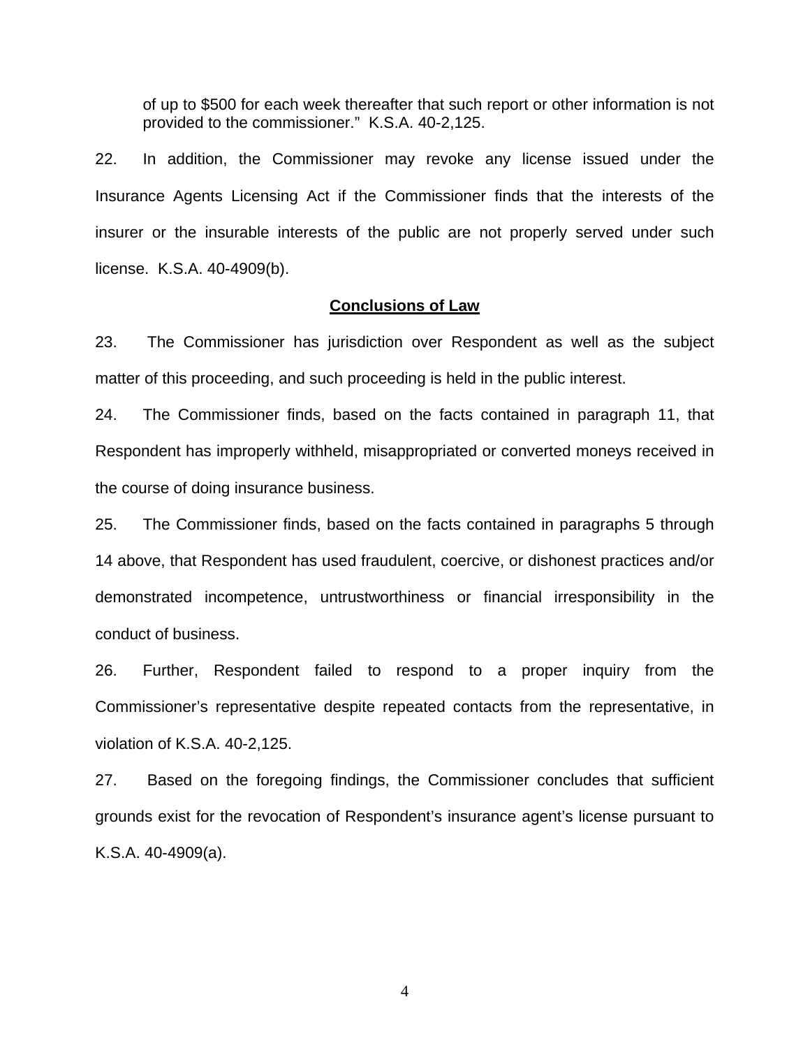of up to $500 for each week thereafter that such report or other information is not provided to the commissioner." K.S.A. 40-2,125.

22. In addition, the Commissioner may revoke any license issued under the Insurance Agents Licensing Act if the Commissioner finds that the interests of the insurer or the insurable interests of the public are not properly served under such license. K.S.A. 40-4909(b).

## Conclusions of Law

23. The Commissioner has jurisdiction over Respondent as well as the subject matter of this proceeding, and such proceeding is held in the public interest.

24. The Commissioner finds, based on the facts contained in paragraph 11, that Respondent has improperly withheld, misappropriated or converted moneys received in the course of doing insurance business.

25. The Commissioner finds, based on the facts contained in paragraphs 5 through 14 above, that Respondent has used fraudulent, coercive, or dishonest practices and/or demonstrated incompetence, untrustworthiness or financial irresponsibility in the conduct of business.

26. Further, Respondent failed to respond to a proper inquiry from the Commissioner's representative despite repeated contacts from the representative, in violation of K.S.A. 40-2,125.

27. Based on the foregoing findings, the Commissioner concludes that sufficient grounds exist for the revocation of Respondent's insurance agent's license pursuant to K.S.A. 40-4909(a).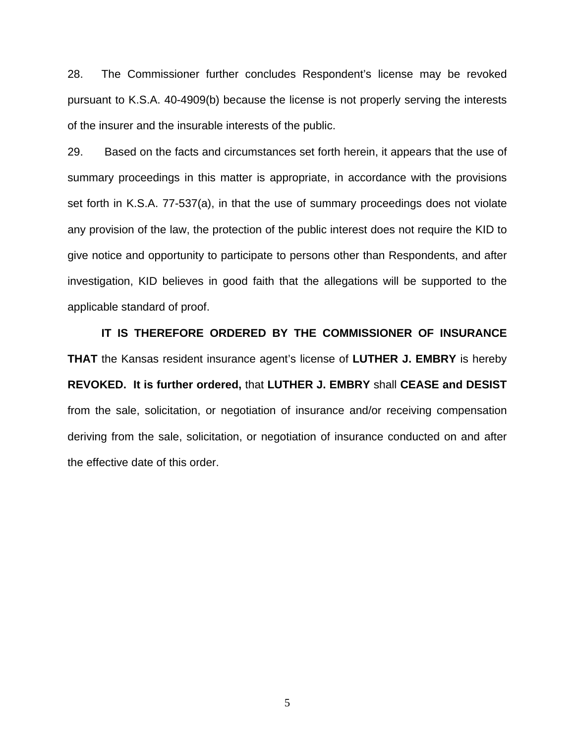28. The Commissioner further concludes Respondent's license may be revoked pursuant to K.S.A. 40-4909(b) because the license is not properly serving the interests of the insurer and the insurable interests of the public.

29. Based on the facts and circumstances set forth herein, it appears that the use of summary proceedings in this matter is appropriate, in accordance with the provisions set forth in K.S.A. 77-537(a), in that the use of summary proceedings does not violate any provision of the law, the protection of the public interest does not require the KID to give notice and opportunity to participate to persons other than Respondents, and after investigation, KID believes in good faith that the allegations will be supported to the applicable standard of proof.

**IT IS THEREFORE ORDERED BY THE COMMISSIONER OF INSURANCE THAT** the Kansas resident insurance agent's license of **LUTHER J. EMBRY** is hereby **REVOKED. It is further ordered,** that **LUTHER J. EMBRY** shall **CEASE and DESIST** from the sale, solicitation, or negotiation of insurance and/or receiving compensation deriving from the sale, solicitation, or negotiation of insurance conducted on and after the effective date of this order.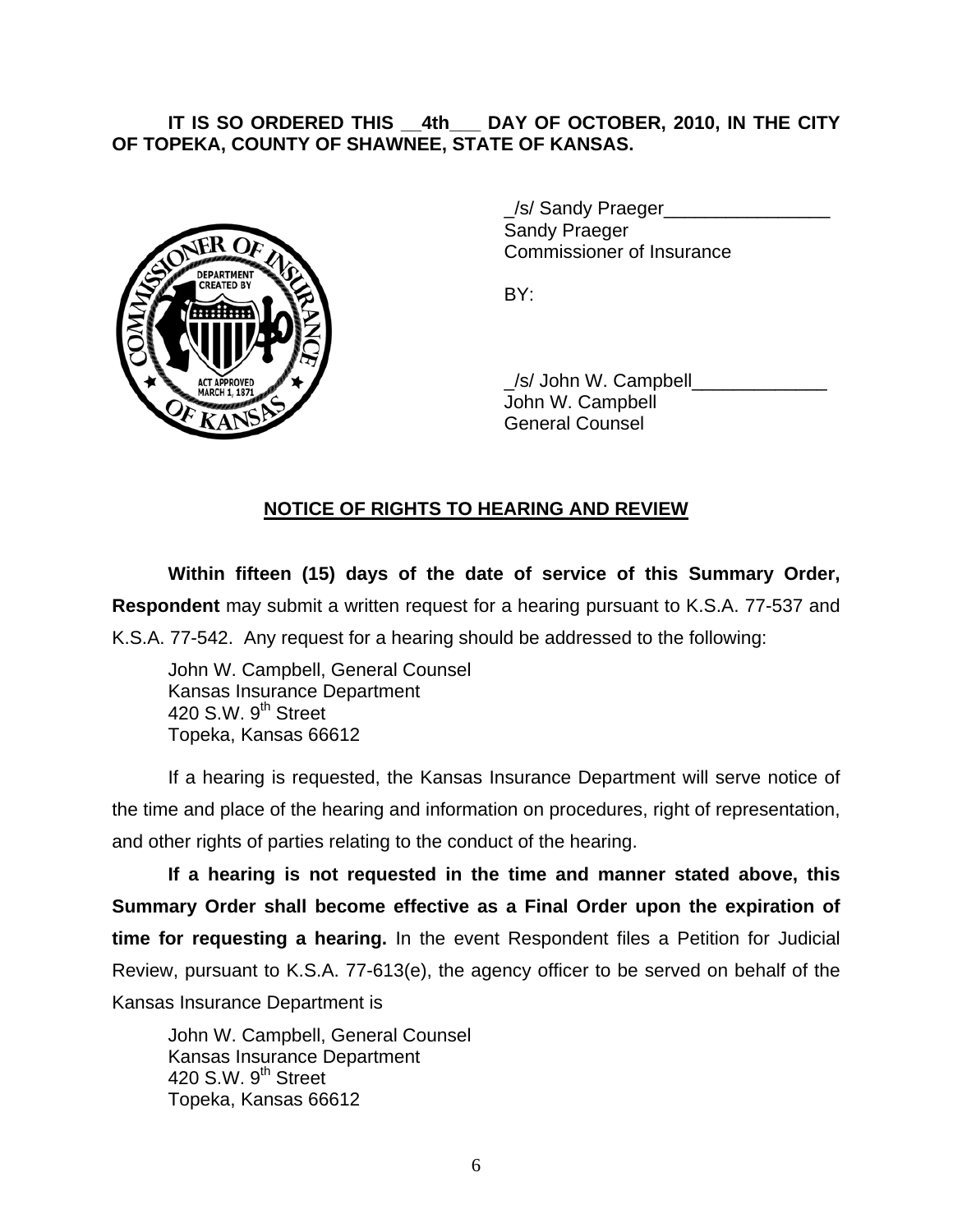**IT IS SO ORDERED THIS __4th___ DAY OF OCTOBER, 2010, IN THE CITY OF TOPEKA, COUNTY OF SHAWNEE, STATE OF KANSAS.**

_/s/ Sandy Praeger________________
Sandy Praeger
Commissioner of Insurance

BY:

_/s/ John W. Campbell_____________
John W. Campbell
General Counsel

## NOTICE OF RIGHTS TO HEARING AND REVIEW

**Within fifteen (15) days of the date of service of this Summary Order, Respondent** may submit a written request for a hearing pursuant to K.S.A. 77-537 and K.S.A. 77-542. Any request for a hearing should be addressed to the following:

John W. Campbell, General Counsel
Kansas Insurance Department
420 S.W. 9th Street
Topeka, Kansas 66612

If a hearing is requested, the Kansas Insurance Department will serve notice of the time and place of the hearing and information on procedures, right of representation, and other rights of parties relating to the conduct of the hearing.

**If a hearing is not requested in the time and manner stated above, this Summary Order shall become effective as a Final Order upon the expiration of time for requesting a hearing.** In the event Respondent files a Petition for Judicial Review, pursuant to K.S.A. 77-613(e), the agency officer to be served on behalf of the Kansas Insurance Department is

John W. Campbell, General Counsel
Kansas Insurance Department
420 S.W. 9th Street
Topeka, Kansas 66612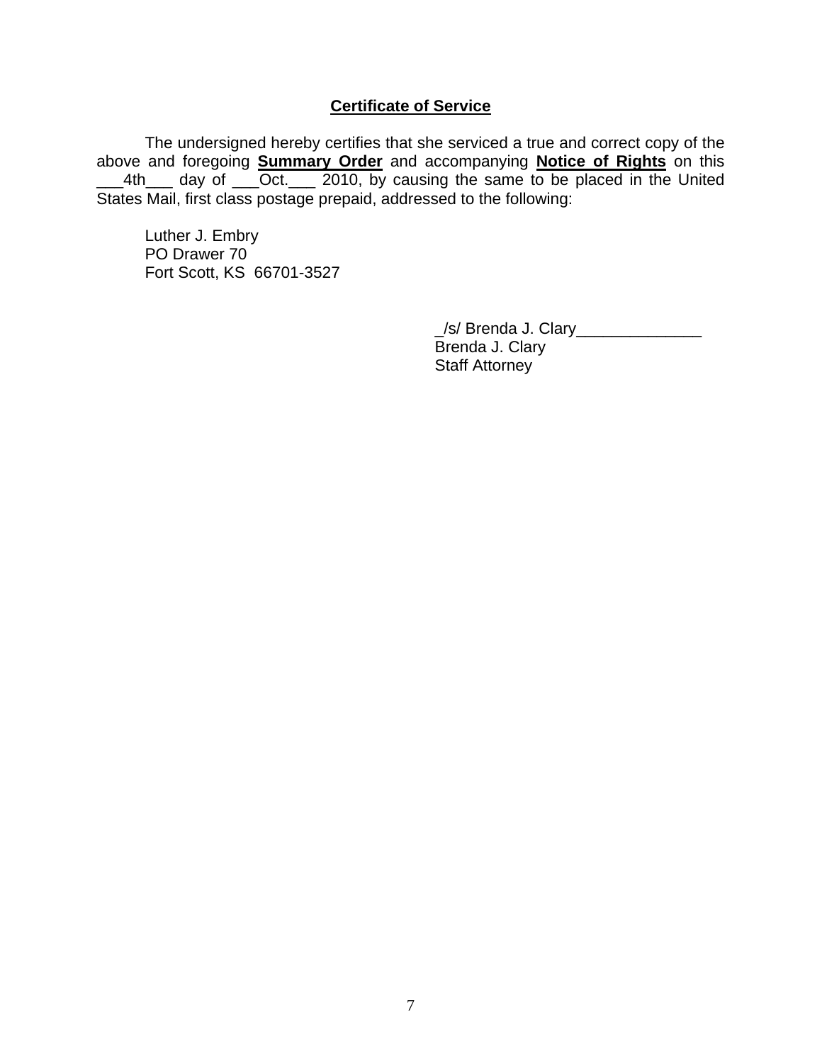**Certificate of Service**

The undersigned hereby certifies that she serviced a true and correct copy of the above and foregoing **Summary Order** and accompanying **Notice of Rights** on this ___4th___ day of ___Oct.___ 2010, by causing the same to be placed in the United States Mail, first class postage prepaid, addressed to the following:

Luther J. Embry
PO Drawer 70
Fort Scott, KS 66701-3527

_/s/ Brenda J. Clary______________
Brenda J. Clary
Staff Attorney